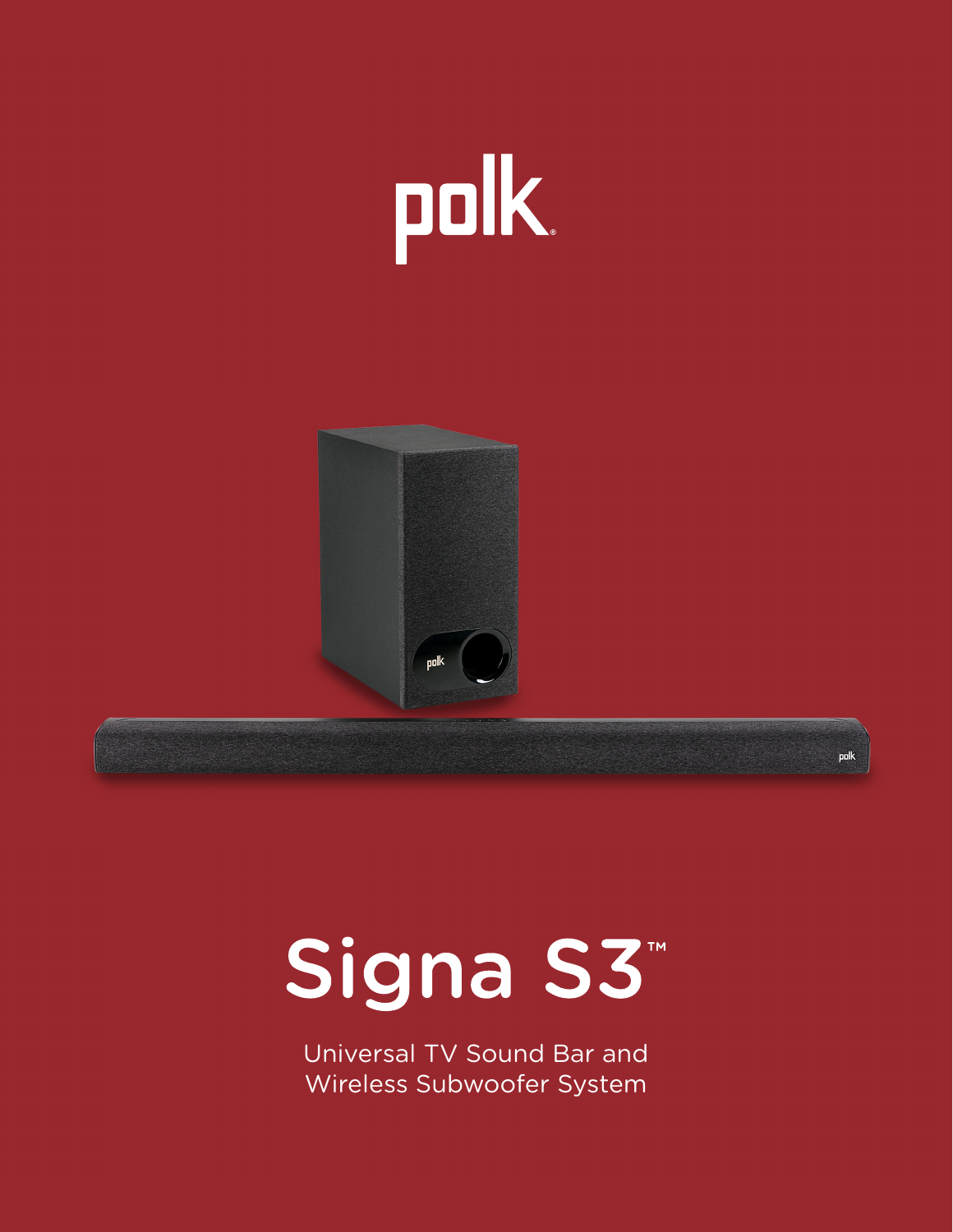polk

# Signa S3™

Universal TV Sound Bar and
Wireless Subwoofer System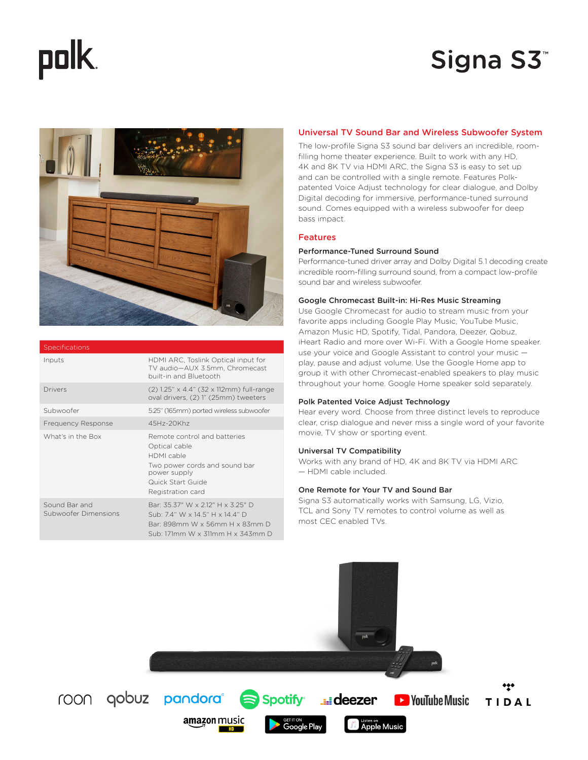# polk

# Signa S3™

| Specifications | |
|---|---|
| Inputs | HDMI ARC, Toslink Optical input for TV audio—AUX 3.5mm, Chromecast built-in and Bluetooth |
| Drivers | (2) 1.25" x 4.4" (32 x 112mm) full-range oval drivers, (2) 1" (25mm) tweeters |
| Subwoofer | 5.25" (165mm) ported wireless subwoofer |
| Frequency Response | 45Hz-20Khz |
| What's in the Box | Remote control and batteries<br>Optical cable<br>HDMI cable<br>Two power cords and sound bar power supply<br>Quick Start Guide<br>Registration card |
| Sound Bar and Subwoofer Dimensions | Bar: 35.37" W x 2.12" H x 3.25" D<br>Sub: 7.4" W x 14.5" H x 14.4" D<br>Bar: 898mm W x 56mm H x 83mm D<br>Sub: 171mm W x 311mm H x 343mm D |

## Universal TV Sound Bar and Wireless Subwoofer System

The low-profile Signa S3 sound bar delivers an incredible, room-filling home theater experience. Built to work with any HD, 4K and 8K TV via HDMI ARC, the Signa S3 is easy to set up and can be controlled with a single remote. Features Polk-patented Voice Adjust technology for clear dialogue, and Dolby Digital decoding for immersive, performance-tuned surround sound. Comes equipped with a wireless subwoofer for deep bass impact.

## Features

### Performance-Tuned Surround Sound

Performance-tuned driver array and Dolby Digital 5.1 decoding create incredible room-filling surround sound, from a compact low-profile sound bar and wireless subwoofer.

### Google Chromecast Built-in: Hi-Res Music Streaming

Use Google Chromecast for audio to stream music from your favorite apps including Google Play Music, YouTube Music, Amazon Music HD, Spotify, Tidal, Pandora, Deezer, Qobuz, iHeart Radio and more over Wi-Fi. With a Google Home speaker. use your voice and Google Assistant to control your music — play, pause and adjust volume. Use the Google Home app to group it with other Chromecast-enabled speakers to play music throughout your home. Google Home speaker sold separately.

### Polk Patented Voice Adjust Technology

Hear every word. Choose from three distinct levels to reproduce clear, crisp dialogue and never miss a single word of your favorite movie, TV show or sporting event.

### Universal TV Compatibility

Works with any brand of HD, 4K and 8K TV via HDMI ARC — HDMI cable included.

### One Remote for Your TV and Sound Bar

Signa S3 automatically works with Samsung, LG, Vizio, TCL and Sony TV remotes to control volume as well as most CEC enabled TVs.

roon qobuz pandora Spotify deezer YouTube Music TIDAL

amazon music HD · GET IT ON Google Play · Listen on Apple Music